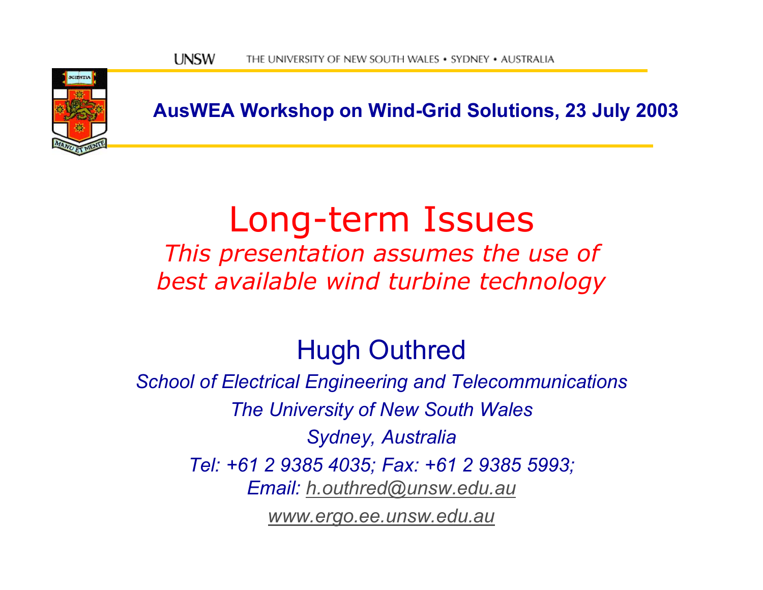UNSW THE UNIVERSITY OF NEW SOUTH WALES • SYDNEY • AUSTRALIA

**AusWEA Workshop on Wind-Grid Solutions, 23 July 2003**

# Long-term Issues

*This presentation assumes the use of best available wind turbine technology*

## Hugh Outhred

*School of Electrical Engineering and Telecommunications*

*The University of New South Wales*

*Sydney, Australia*

*Tel: +61 2 9385 4035; Fax: +61 2 9385 5993;*

*Email: h.outhred@unsw.edu.au*

*www.ergo.ee.unsw.edu.au*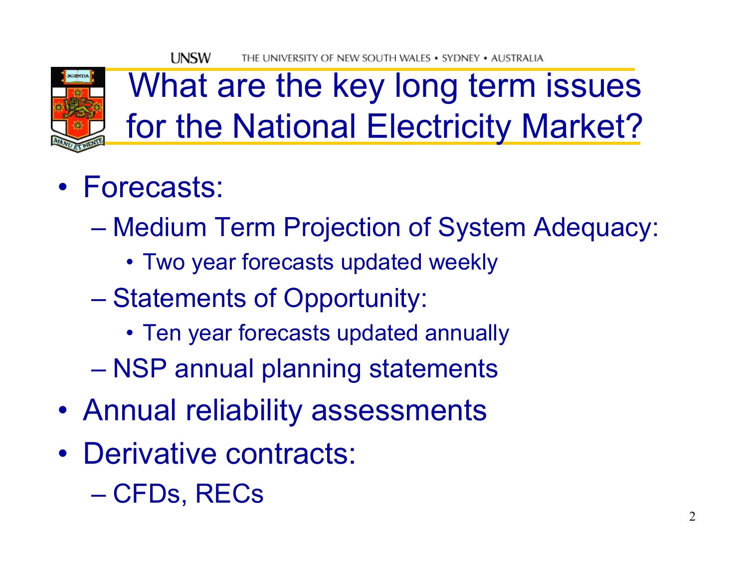# What are the key long term issues for the National Electricity Market?

- Forecasts:
  - Medium Term Projection of System Adequacy:
    - Two year forecasts updated weekly
  - Statements of Opportunity:
    - Ten year forecasts updated annually
  - NSP annual planning statements
- Annual reliability assessments
- Derivative contracts:
  - CFDs, RECs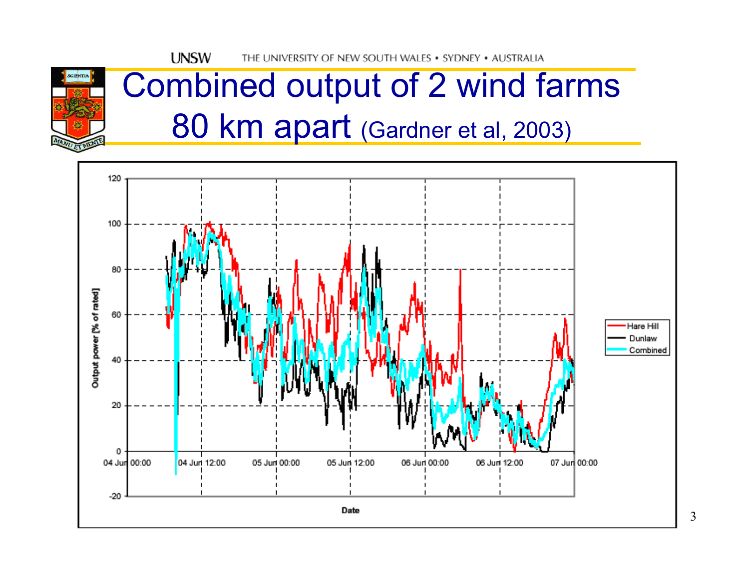# Combined output of 2 wind farms 80 km apart (Gardner et al, 2003)

Output power [% of rated] vs. Date (04 Jun 00:00 – 07 Jun 00:00)

Legend: Hare Hill, Dunlaw, Combined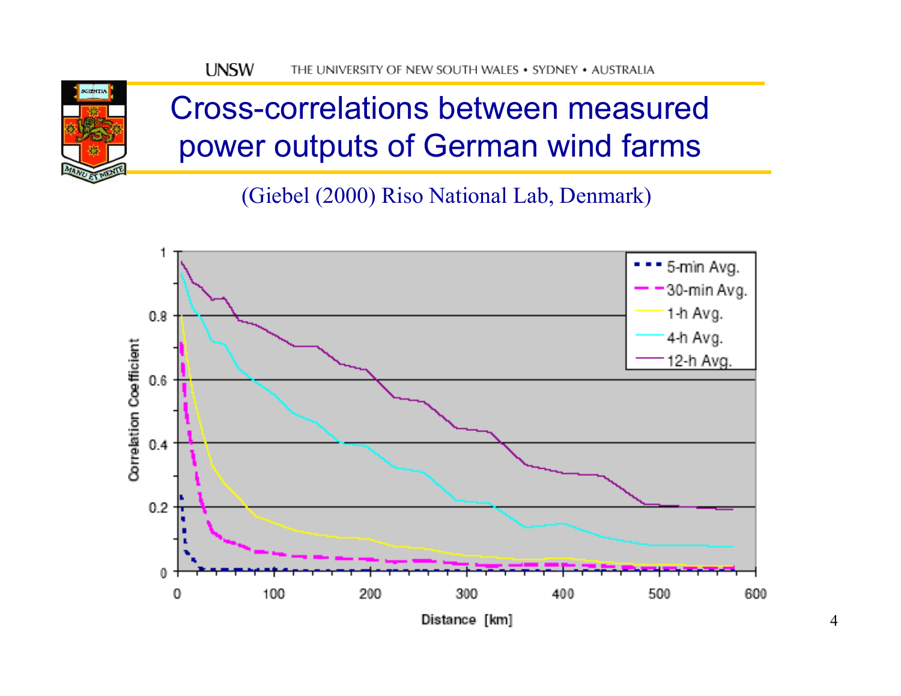# Cross-correlations between measured power outputs of German wind farms

(Giebel (2000) Riso National Lab, Denmark)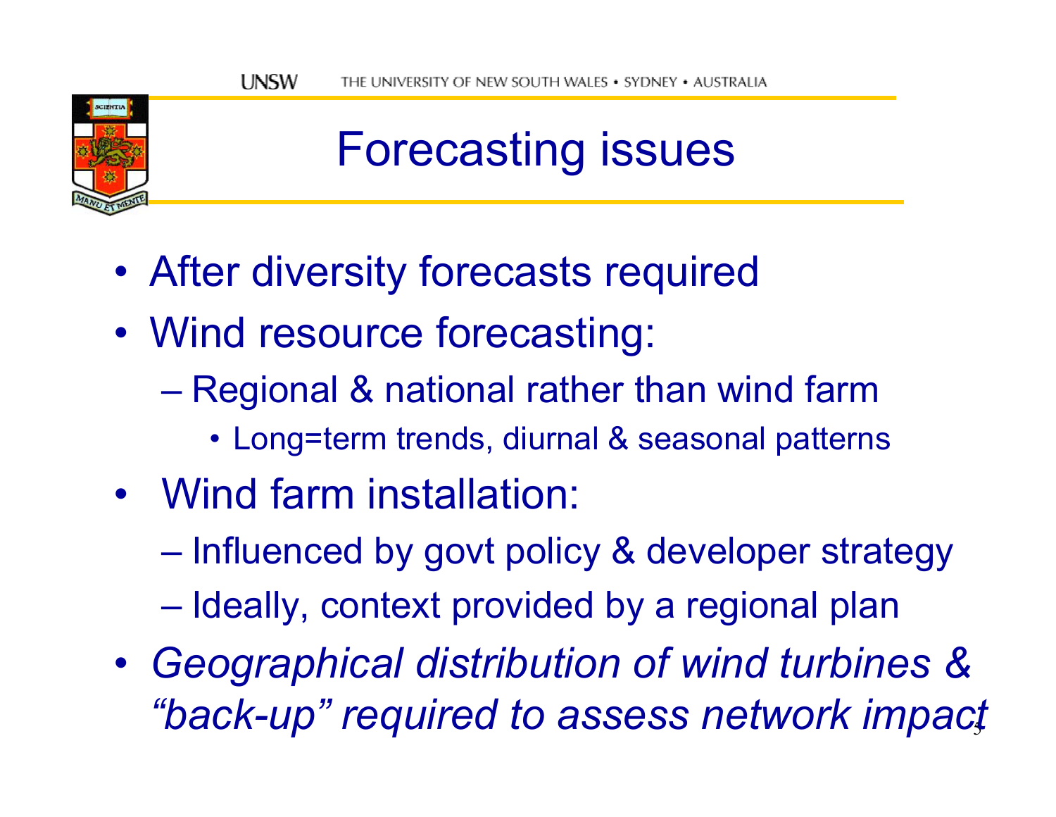# Forecasting issues

- After diversity forecasts required
- Wind resource forecasting:
  - Regional & national rather than wind farm
    - Long=term trends, diurnal & seasonal patterns
- Wind farm installation:
  - Influenced by govt policy & developer strategy
  - Ideally, context provided by a regional plan
- *Geographical distribution of wind turbines & "back-up" required to assess network impact*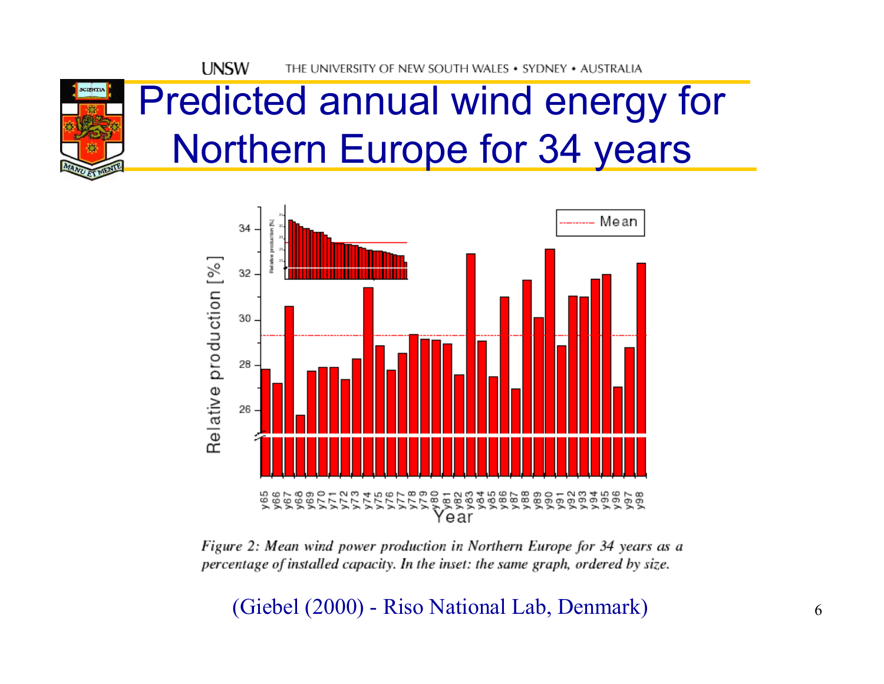# Predicted annual wind energy for Northern Europe for 34 years

*Figure 2: Mean wind power production in Northern Europe for 34 years as a percentage of installed capacity. In the inset: the same graph, ordered by size.*

(Giebel (2000) - Riso National Lab, Denmark)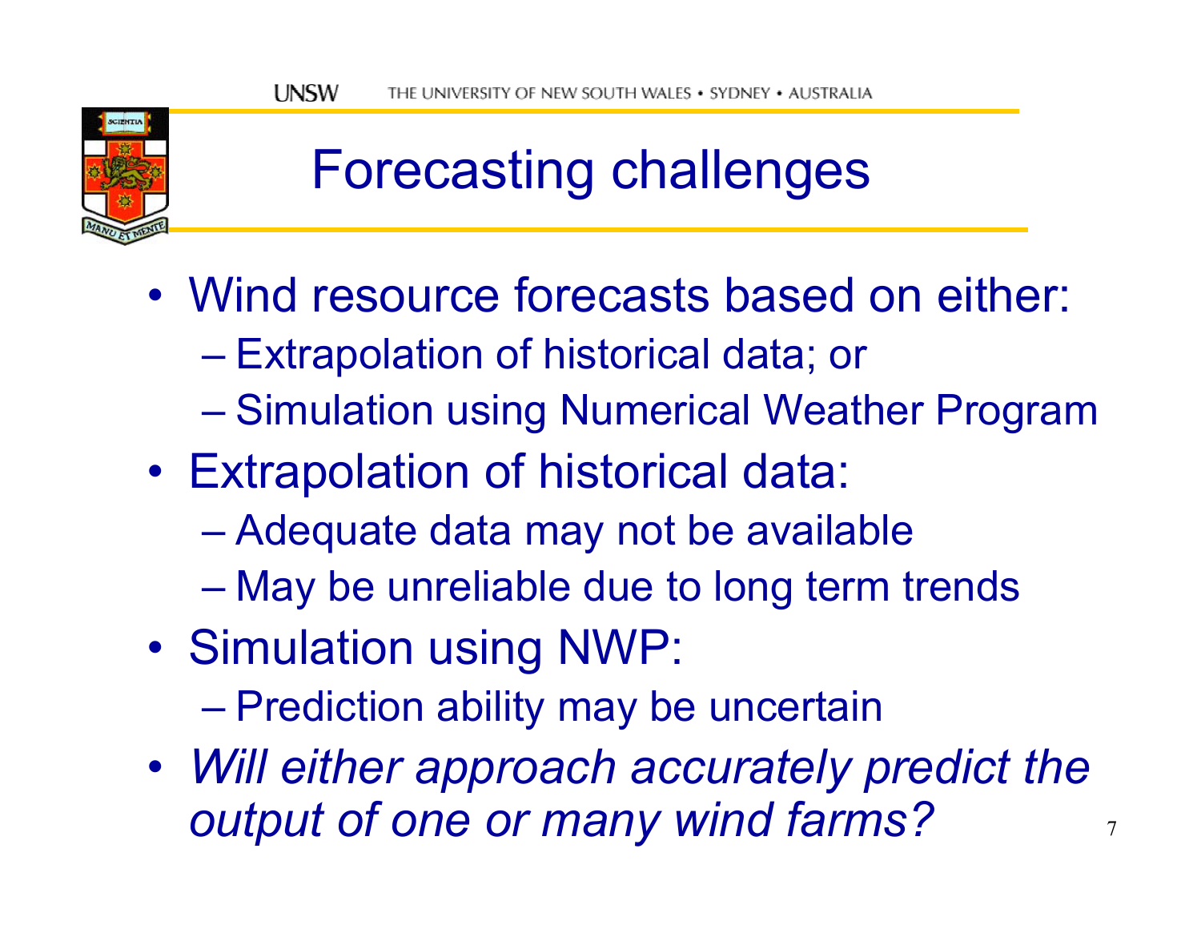# Forecasting challenges

- Wind resource forecasts based on either:
  - Extrapolation of historical data; or
  - Simulation using Numerical Weather Program
- Extrapolation of historical data:
  - Adequate data may not be available
  - May be unreliable due to long term trends
- Simulation using NWP:
  - Prediction ability may be uncertain
- *Will either approach accurately predict the output of one or many wind farms?*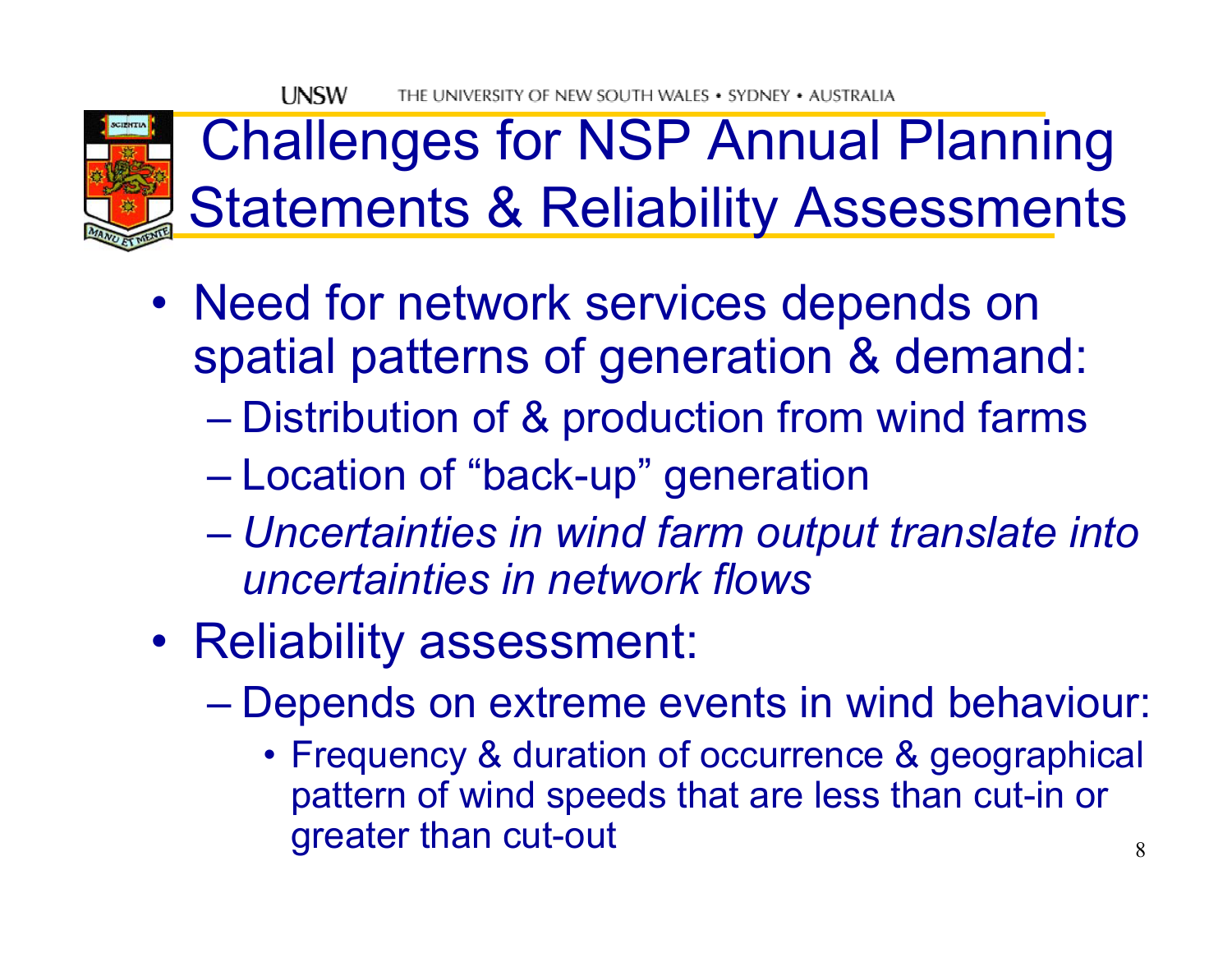# Challenges for NSP Annual Planning Statements & Reliability Assessments

- Need for network services depends on spatial patterns of generation & demand:
  - Distribution of & production from wind farms
  - Location of "back-up" generation
  - *Uncertainties in wind farm output translate into uncertainties in network flows*
- Reliability assessment:
  - Depends on extreme events in wind behaviour:
    - Frequency & duration of occurrence & geographical pattern of wind speeds that are less than cut-in or greater than cut-out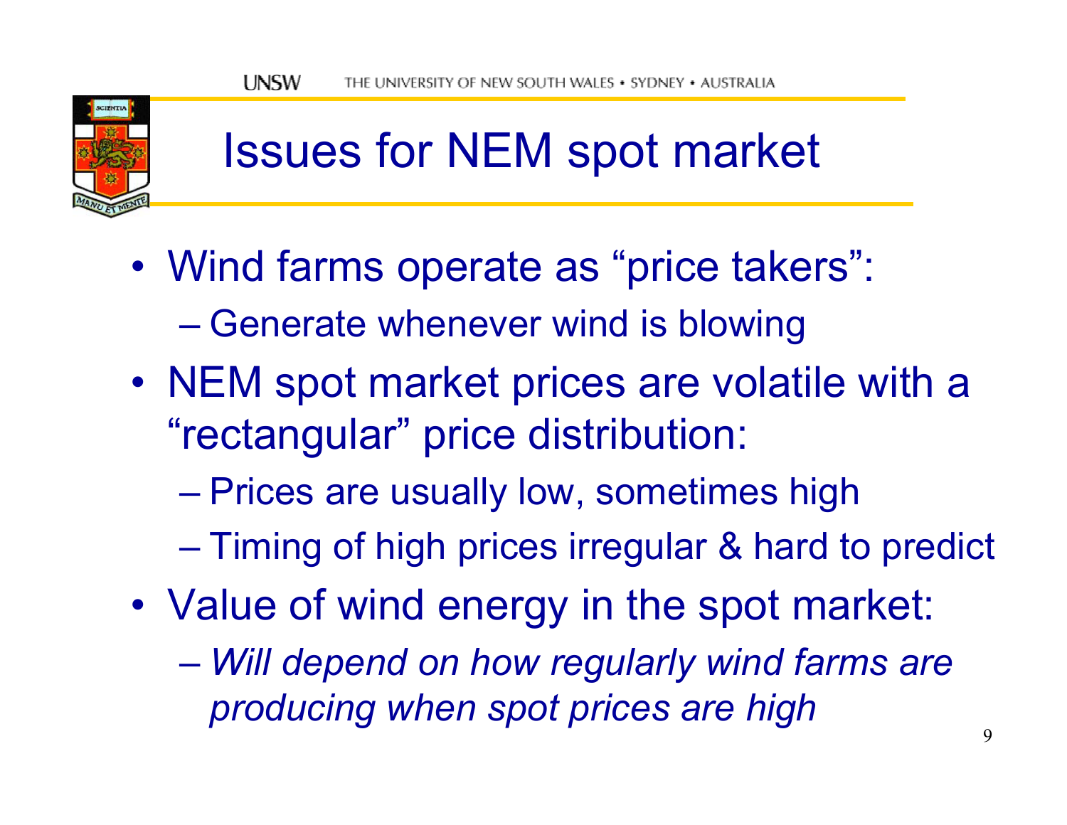# Issues for NEM spot market

- Wind farms operate as "price takers":
  - Generate whenever wind is blowing
- NEM spot market prices are volatile with a "rectangular" price distribution:
  - Prices are usually low, sometimes high
  - Timing of high prices irregular & hard to predict
- Value of wind energy in the spot market:
  - *Will depend on how regularly wind farms are producing when spot prices are high*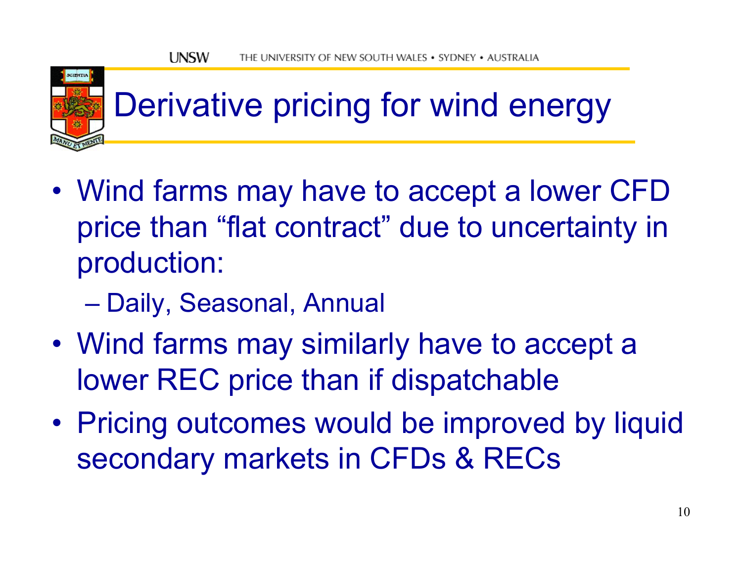# Derivative pricing for wind energy

- Wind farms may have to accept a lower CFD price than "flat contract" due to uncertainty in production:
  - Daily, Seasonal, Annual
- Wind farms may similarly have to accept a lower REC price than if dispatchable
- Pricing outcomes would be improved by liquid secondary markets in CFDs & RECs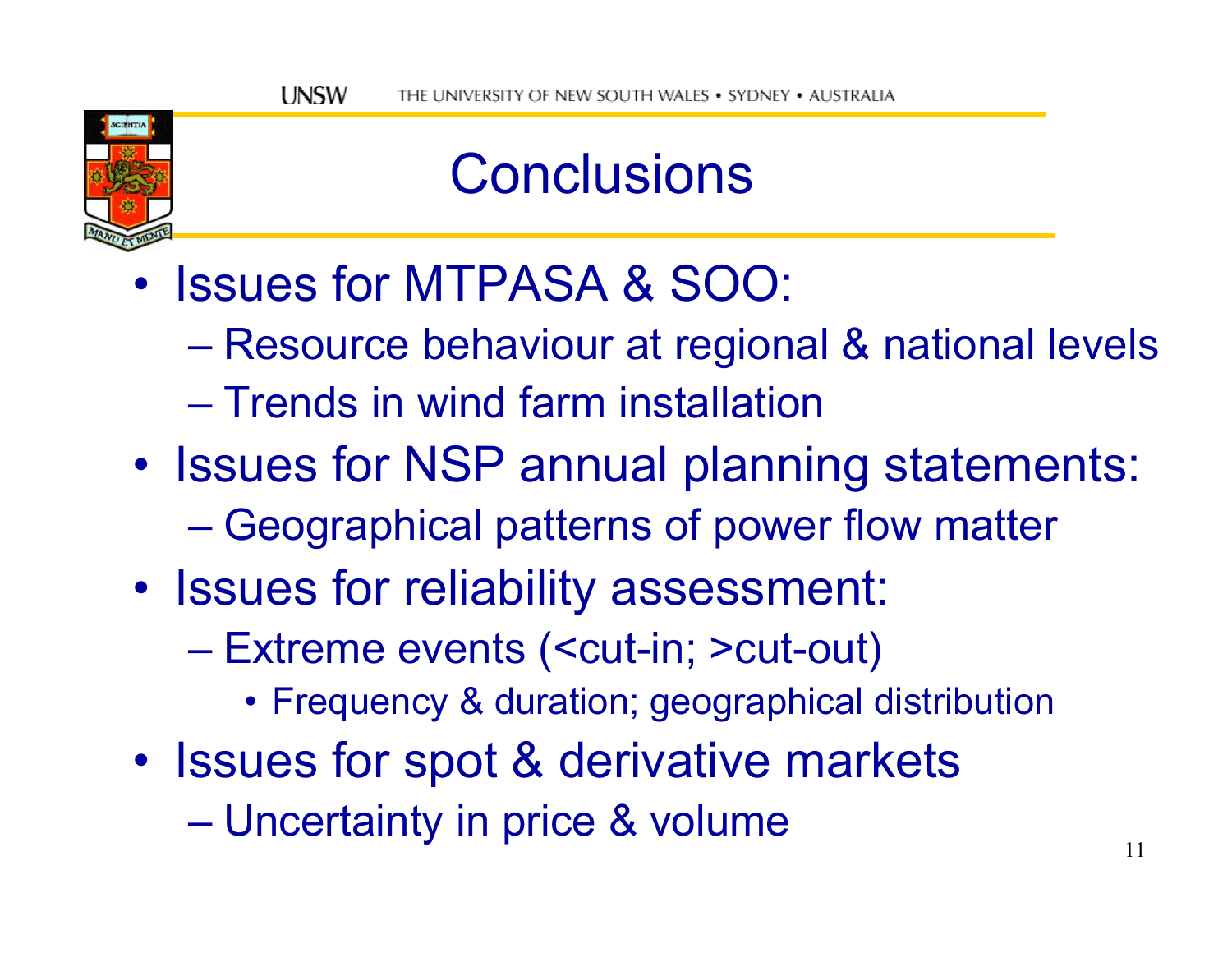# Conclusions

- Issues for MTPASA & SOO:
  - Resource behaviour at regional & national levels
  - Trends in wind farm installation
- Issues for NSP annual planning statements:
  - Geographical patterns of power flow matter
- Issues for reliability assessment:
  - Extreme events (<cut-in; >cut-out)
    - Frequency & duration; geographical distribution
- Issues for spot & derivative markets
  - Uncertainty in price & volume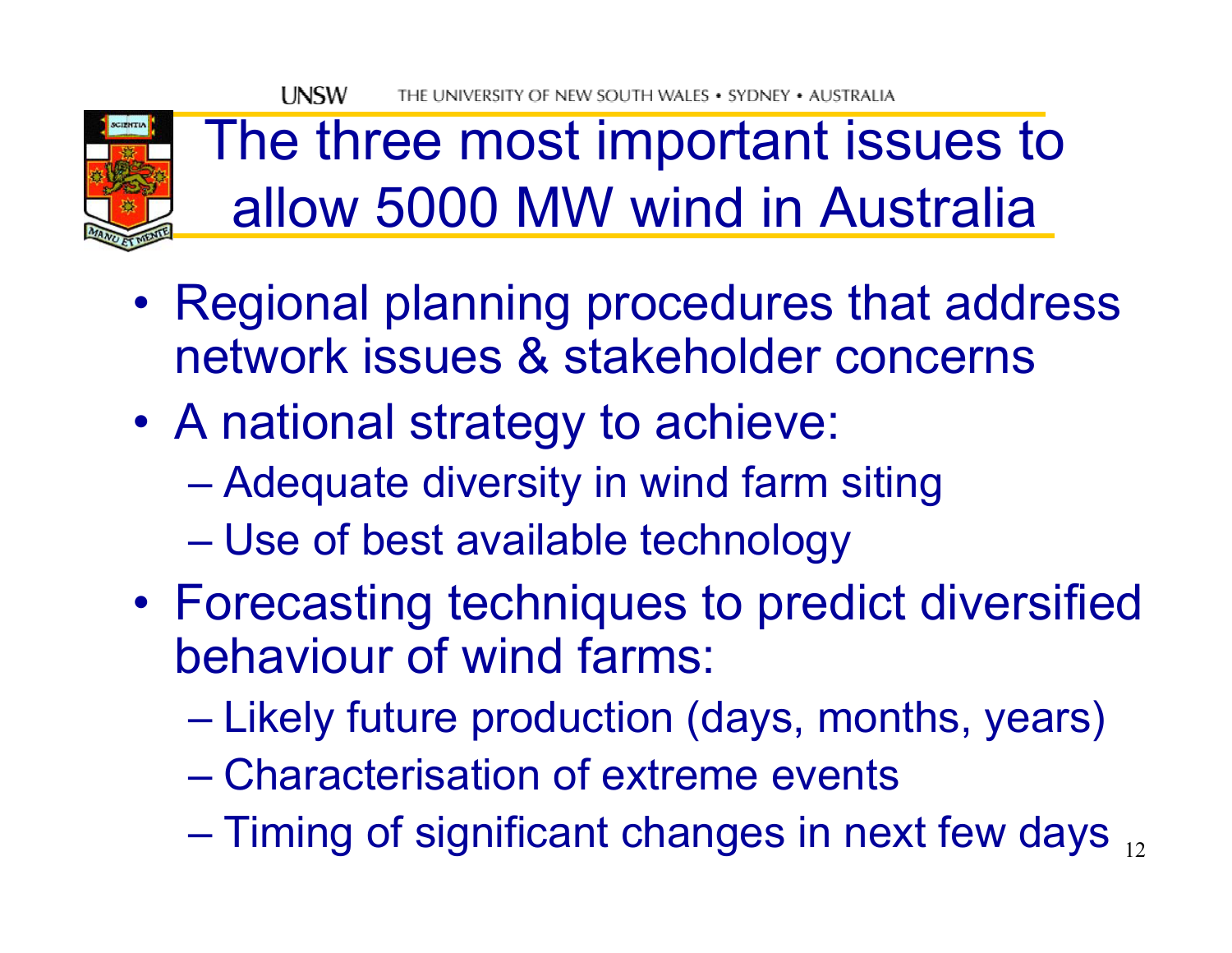# The three most important issues to allow 5000 MW wind in Australia

- Regional planning procedures that address network issues & stakeholder concerns
- A national strategy to achieve:
  - Adequate diversity in wind farm siting
  - Use of best available technology
- Forecasting techniques to predict diversified behaviour of wind farms:
  - Likely future production (days, months, years)
  - Characterisation of extreme events
  - Timing of significant changes in next few days